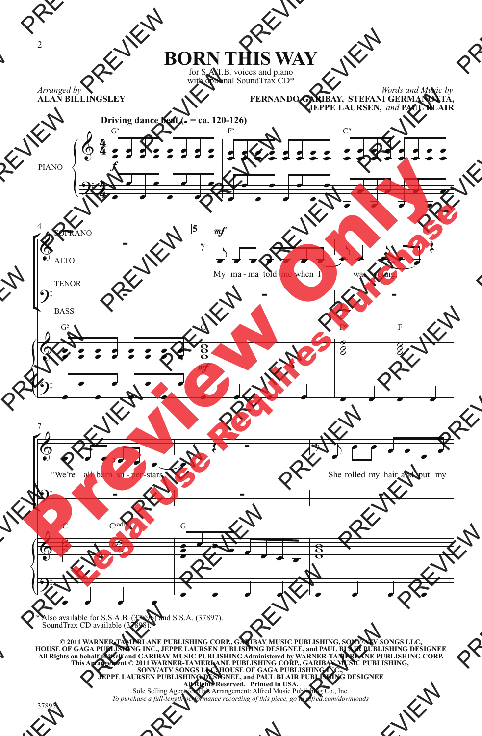# BORN THIS WAY

for S.A.T.B. voices and piano
with optional SoundTrax CD*

*Arranged by*
**ALAN BILLINGSLEY**

*Words and Music by*
**FERNANDO GARIBAY, STEFANI GERMANOTTA, JEPPE LAURSEN,** *and* **PAUL BLAIR**

**Driving dance beat (♩ = ca. 120-126)**

My ma - ma told me when I was young. "We're all born su - per - stars." She rolled my hair and put my

\* Also available for S.S.A.B. (37896) and S.S.A. (37897).
SoundTrax CD available (37898).

**© 2011 WARNER-TAMERLANE PUBLISHING CORP., GARIBAY MUSIC PUBLISHING, SONY/ATV SONGS LLC, HOUSE OF GAGA PUBLISHING INC., JEPPE LAURSEN PUBLISHING DESIGNEE, and PAUL BLAIR PUBLISHING DESIGNEE**
**All Rights on behalf of itself and GARIBAY MUSIC PUBLISHING Administered by WARNER-TAMERLANE PUBLISHING CORP.**
**This Arrangement © 2011 WARNER-TAMERLANE PUBLISHING CORP., GARIBAY MUSIC PUBLISHING, SONY/ATV SONGS LLC, HOUSE OF GAGA PUBLISHING INC., JEPPE LAURSEN PUBLISHING DESIGNEE, and PAUL BLAIR PUBLISHING DESIGNEE**
**All Rights Reserved. Printed in USA.**
Sole Selling Agent for This Arrangement: Alfred Music Publishing Co., Inc.
*To purchase a full-length performance recording of this piece, go to alfred.com/downloads*

37895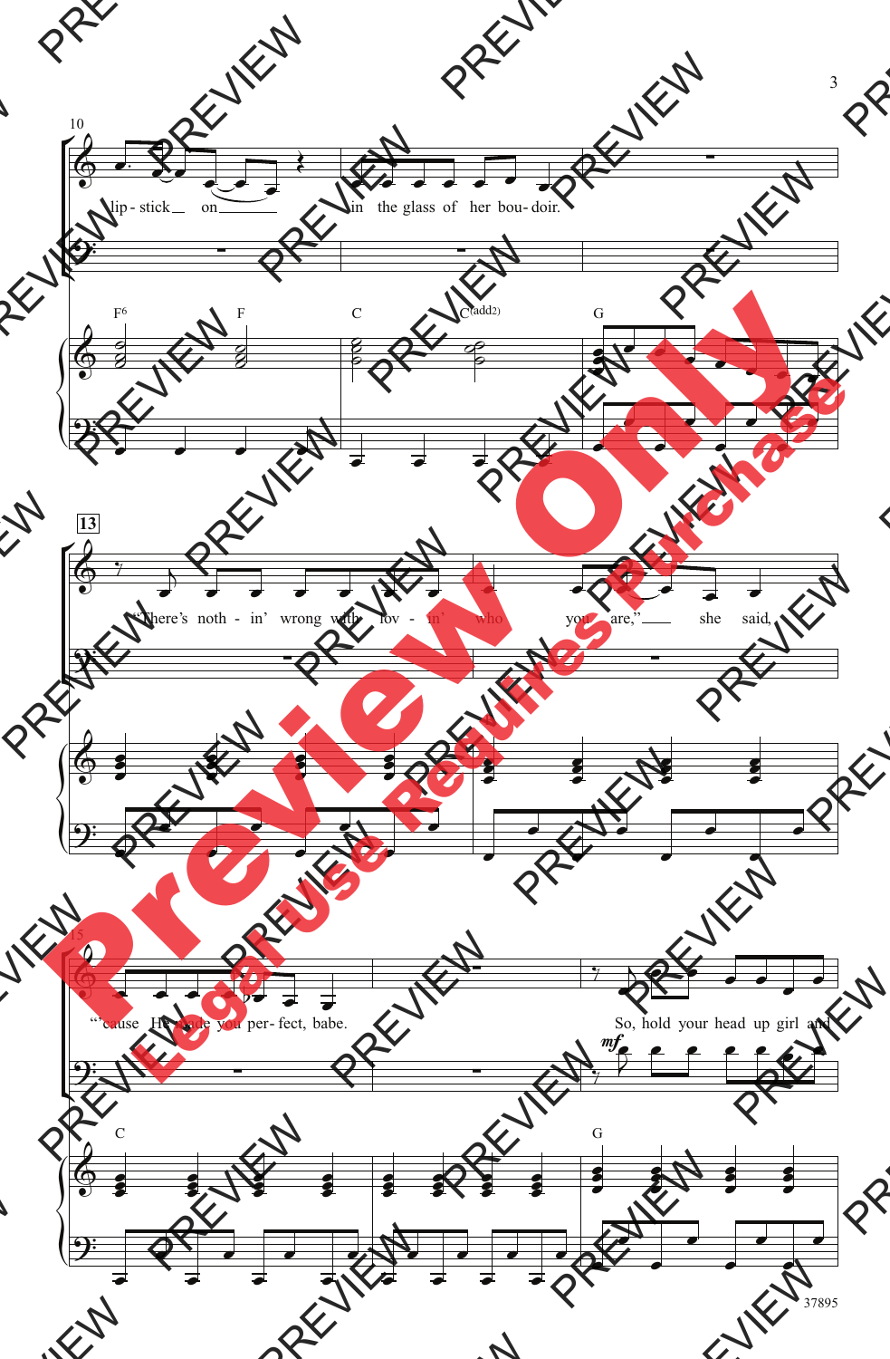10

lip - stick on in the glass of her bou - doir.

F6 F C C(add2) G

13

"There's noth - in' wrong with lov - in' who you are," she said,

15

"'cause He made you per - fect, babe. So, hold your head up girl and

*mf*

C G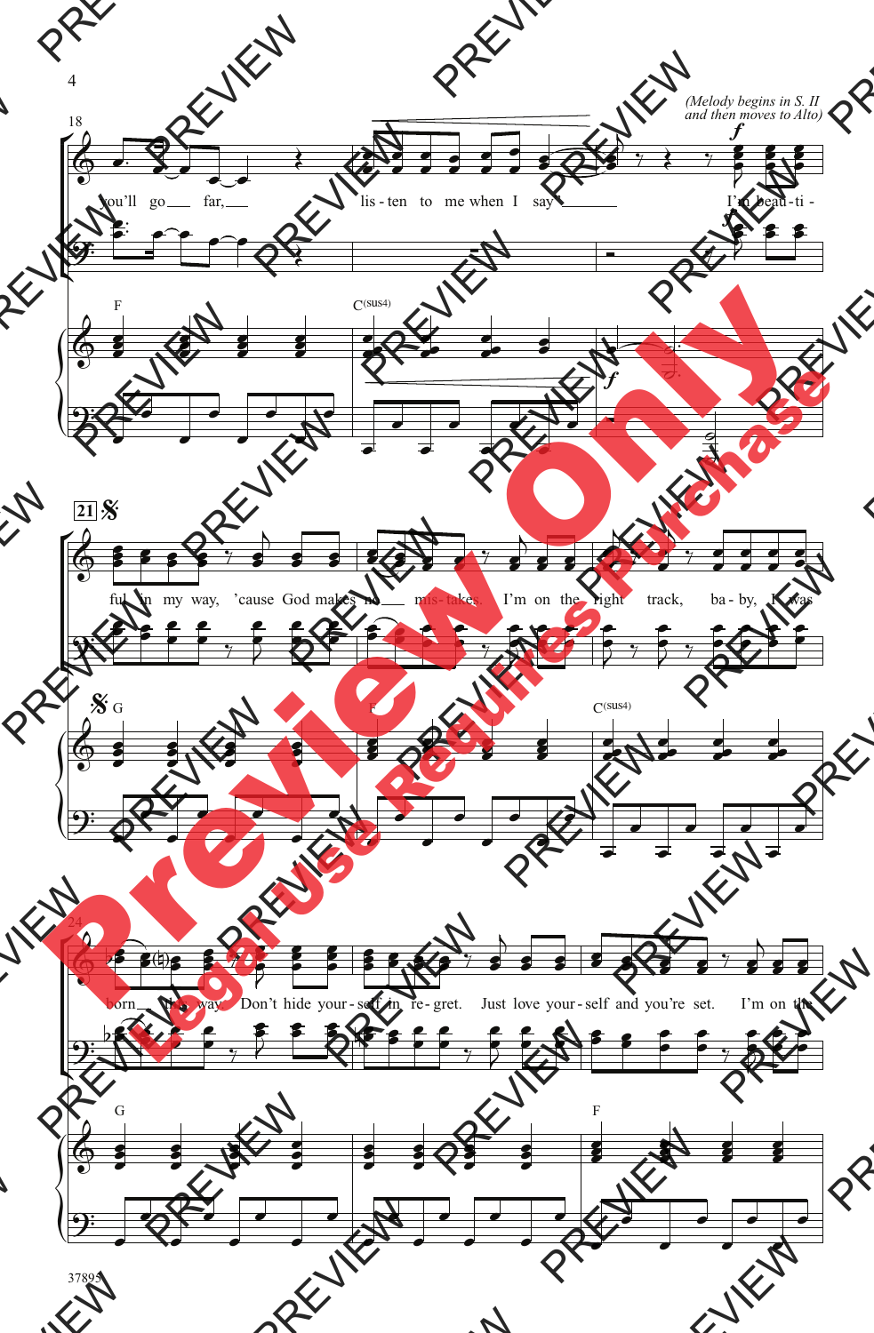*(Melody begins in S. II and then moves to Alto)*

you'll go far, listen to me when I say I'm beau-ti-

ful in my way, 'cause God makes no mis-takes. I'm on the right track, ba-by, I was

born this way. Don't hide your-self in re-gret. Just love your-self and you're set. I'm on the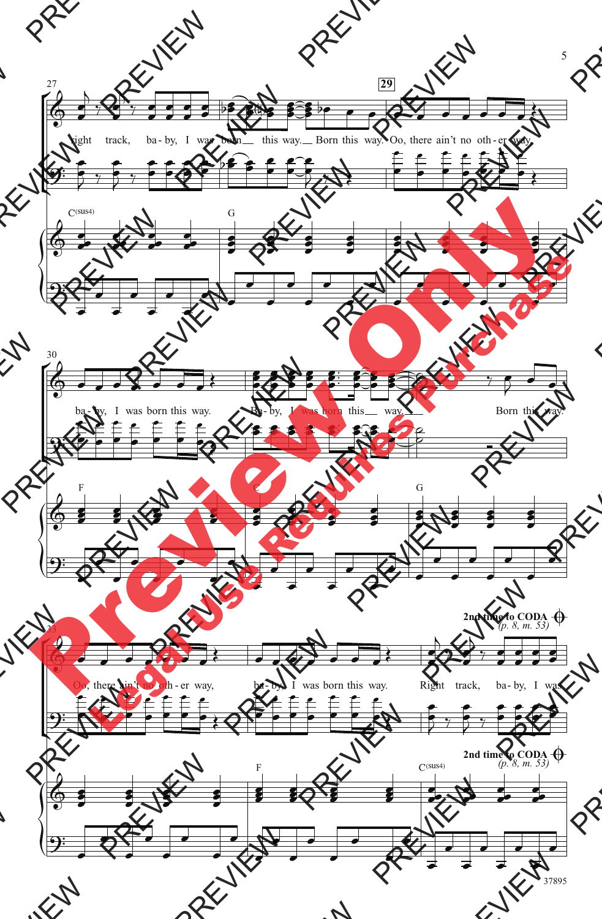27

29

right track, ba-by, I was born__ this way.__ Born this way. Oo, there ain't no oth-er way,

C(sus4) G

30

ba-by, I was born this way. Ba-by, I was born this__ way.__ Born this way.

F C G

33

**2nd time to CODA** *(p. 8, m. 53)*

Oo, there ain't no oth-er way, ba-by, I was born this way. Right track, ba-by, I was

F C(sus4)

**2nd time to CODA** *(p. 8, m. 53)*

37895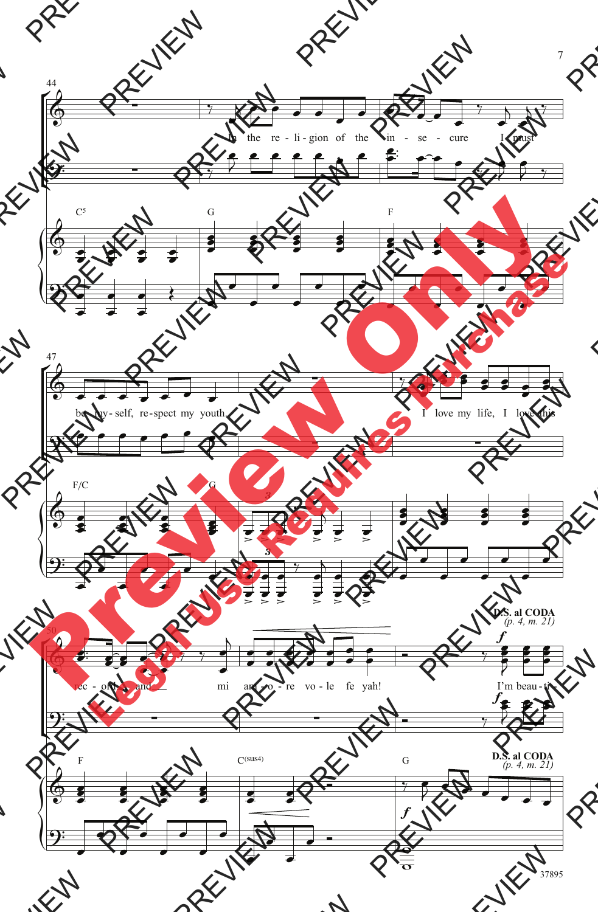In the religion of the insecure I must be myself, respect my youth.

I love my life, I love this record and mi amo vole fe yah!

I'm beau-ti-

C5 G F F/C G F C(sus4) G

**D.S. al CODA**
*(p. 4, m. 21)*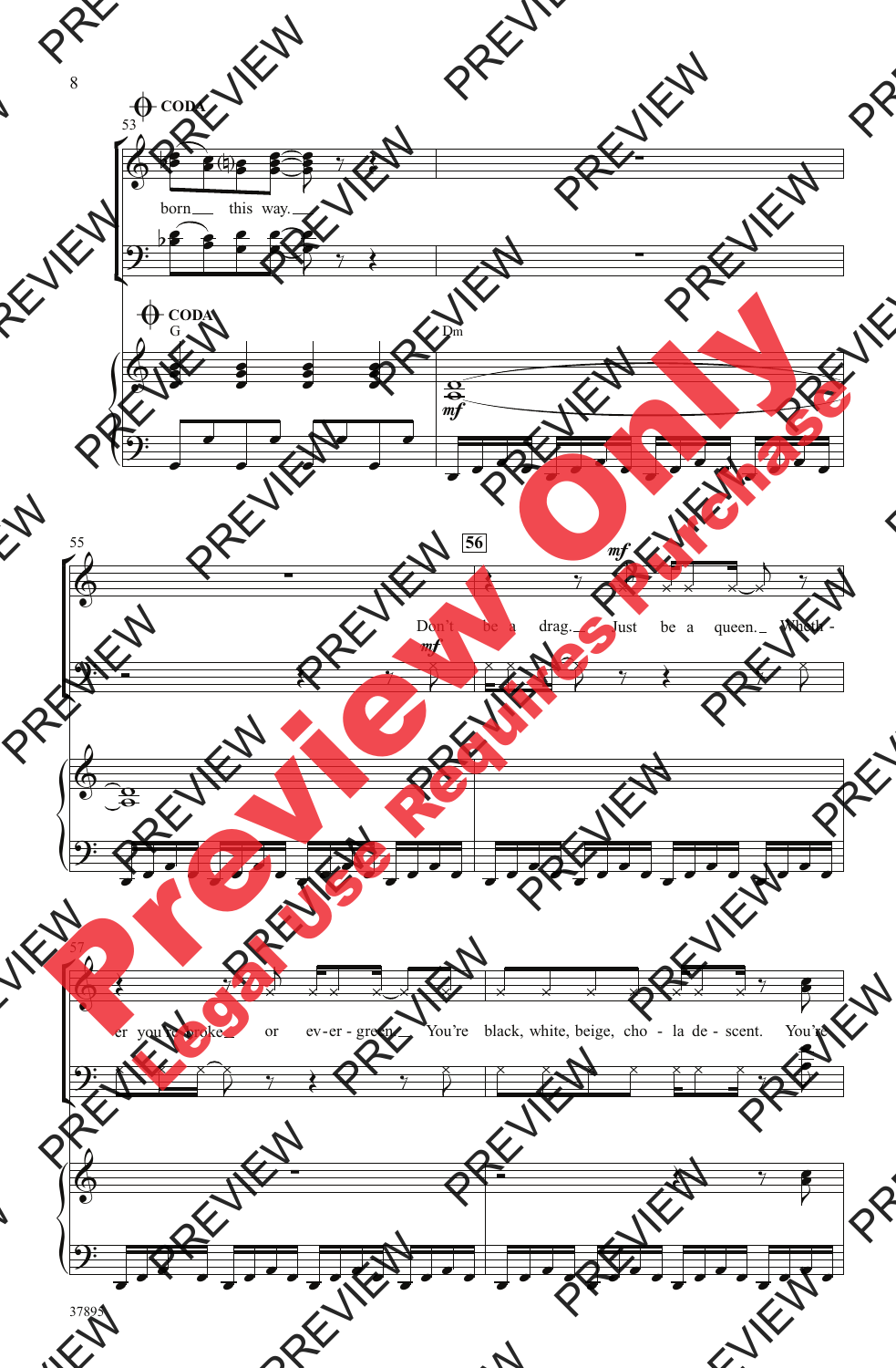CODA

born this way.

CODA
G Dm

*mf*

56

*mf*

Don't be a drag. Just be a queen. Wheth - er you're broke or ev-er-green. You're black, white, beige, cho - la de - scent. You're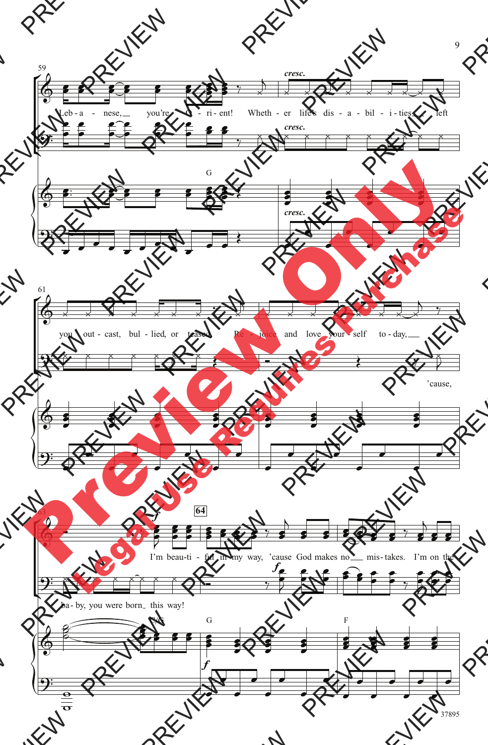59

*cresc.*

Leb - a - nese, you're O - ri - ent! Wheth - er life's dis - a - bil - i - ties left

G

61

you out - cast, bul - lied, or teased, Re - joice and love your - self to - day, 'cause,

63

**64**

*f*

I'm beau-ti - ful in my way, 'cause God makes no mis - takes. I'm on the

ba - by, you were born this way!

F/G G F

37895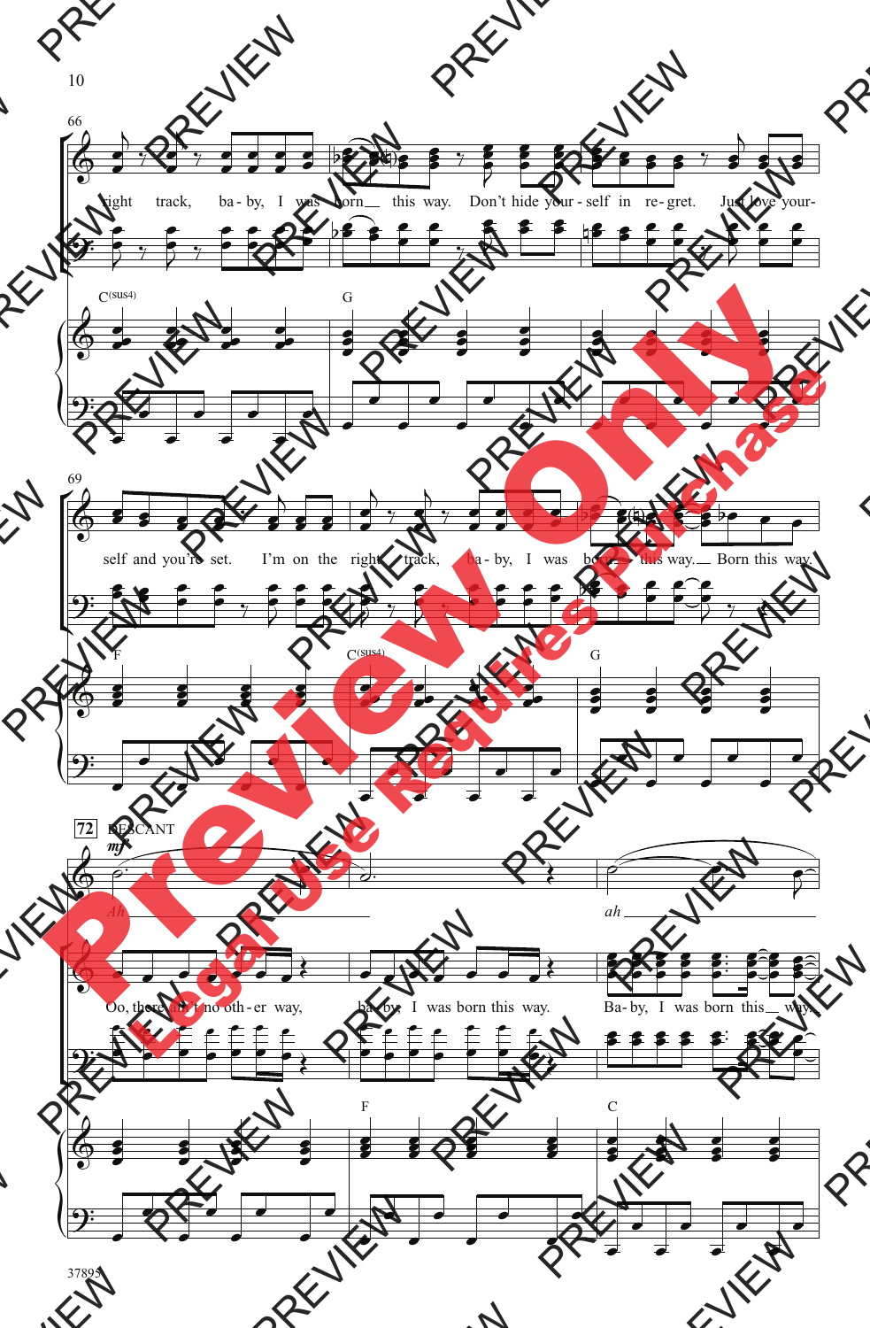66

right track, ba - by, I was born this way. Don't hide your - self in re - gret. Just love your-

C(sus4) G

69

self and you're set. I'm on the right track, ba - by, I was born this way. Born this way.

F C(sus4) G

72 DESCANT

mf

Ah ah

Oo, there ain't no oth - er way, ba - by, I was born this way. Ba - by, I was born this way.

F C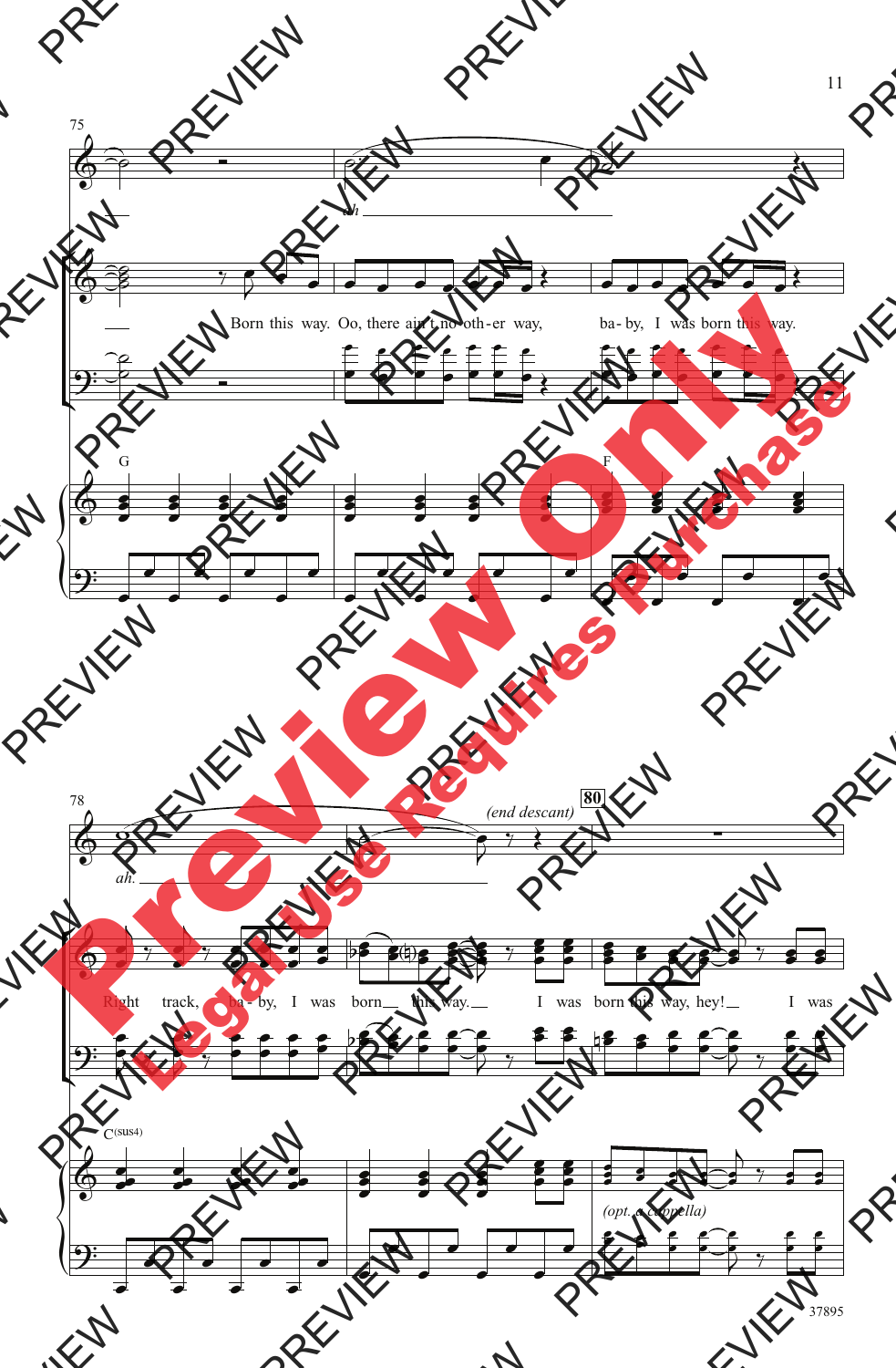ah

Born this way. Oo, there ain't no oth - er way, ba - by, I was born this way.

G F

ah.

(end descant)

80

Right track, ba - by, I was born this way. I was born this way, hey! I was

C(sus4)

(opt. a cappella)

37895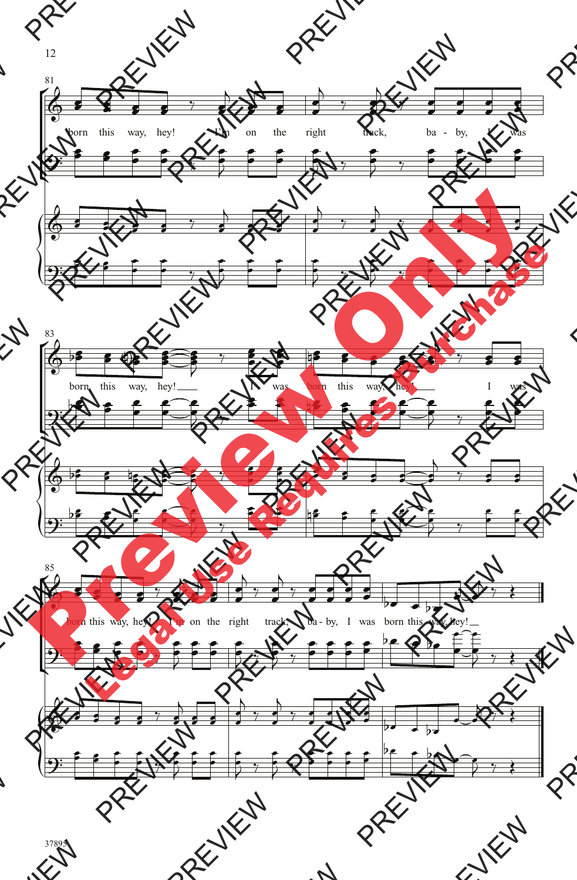81

born this way, hey! I'm on the right track, ba - by, I was

83

born this way, hey! I was born this way, hey! I was

85

born this way, hey! I'm on the right track, ba - by, I was born this way, hey!